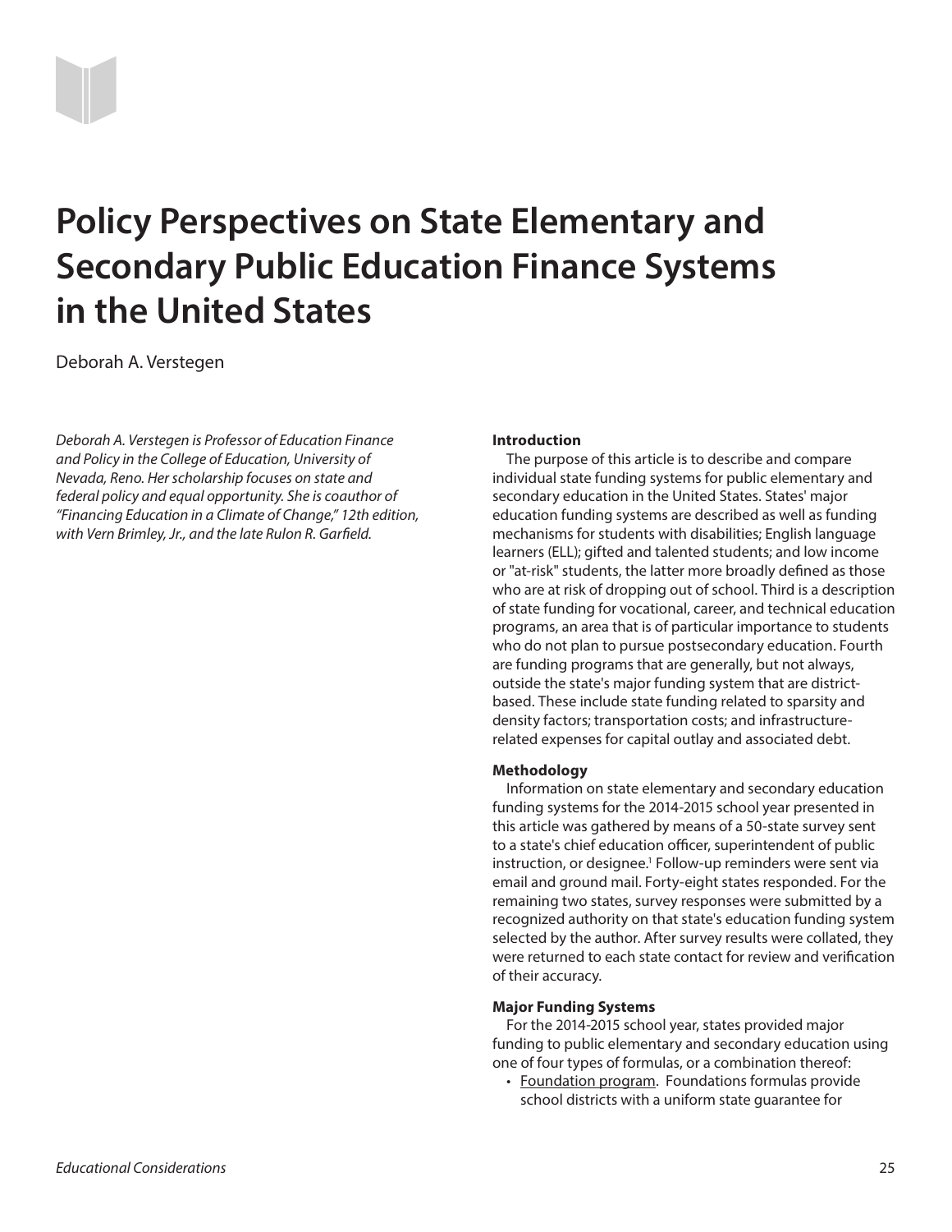# Policy Perspectives on State Elementary and Secondary Public Education Finance Systems in the United States

Deborah A. Verstegen

*Deborah A. Verstegen is Professor of Education Finance and Policy in the College of Education, University of Nevada, Reno. Her scholarship focuses on state and federal policy and equal opportunity. She is coauthor of "Financing Education in a Climate of Change," 12th edition, with Vern Brimley, Jr., and the late Rulon R. Garfield.*

**Introduction**

The purpose of this article is to describe and compare individual state funding systems for public elementary and secondary education in the United States. States' major education funding systems are described as well as funding mechanisms for students with disabilities; English language learners (ELL); gifted and talented students; and low income or "at-risk" students, the latter more broadly defined as those who are at risk of dropping out of school. Third is a description of state funding for vocational, career, and technical education programs, an area that is of particular importance to students who do not plan to pursue postsecondary education. Fourth are funding programs that are generally, but not always, outside the state's major funding system that are district-based. These include state funding related to sparsity and density factors; transportation costs; and infrastructure-related expenses for capital outlay and associated debt.

**Methodology**

Information on state elementary and secondary education funding systems for the 2014-2015 school year presented in this article was gathered by means of a 50-state survey sent to a state's chief education officer, superintendent of public instruction, or designee.[1] Follow-up reminders were sent via email and ground mail. Forty-eight states responded. For the remaining two states, survey responses were submitted by a recognized authority on that state's education funding system selected by the author. After survey results were collated, they were returned to each state contact for review and verification of their accuracy.

**Major Funding Systems**

For the 2014-2015 school year, states provided major funding to public elementary and secondary education using one of four types of formulas, or a combination thereof:

- Foundation program. Foundations formulas provide school districts with a uniform state guarantee for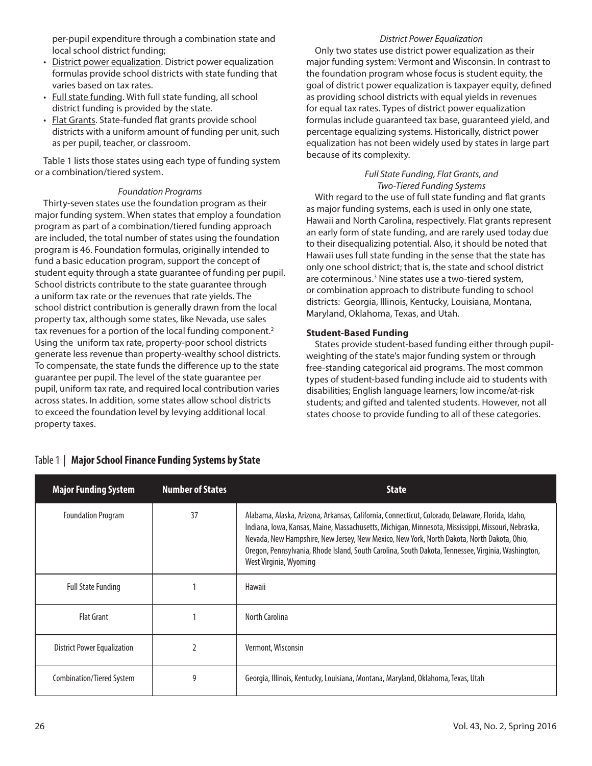per-pupil expenditure through a combination state and local school district funding;

- District power equalization. District power equalization formulas provide school districts with state funding that varies based on tax rates.
- Full state funding. With full state funding, all school district funding is provided by the state.
- Flat Grants. State-funded flat grants provide school districts with a uniform amount of funding per unit, such as per pupil, teacher, or classroom.

Table 1 lists those states using each type of funding system or a combination/tiered system.

*Foundation Programs*

Thirty-seven states use the foundation program as their major funding system. When states that employ a foundation program as part of a combination/tiered funding approach are included, the total number of states using the foundation program is 46. Foundation formulas, originally intended to fund a basic education program, support the concept of student equity through a state guarantee of funding per pupil. School districts contribute to the state guarantee through a uniform tax rate or the revenues that rate yields. The school district contribution is generally drawn from the local property tax, although some states, like Nevada, use sales tax revenues for a portion of the local funding component.[2] Using the uniform tax rate, property-poor school districts generate less revenue than property-wealthy school districts. To compensate, the state funds the difference up to the state guarantee per pupil. The level of the state guarantee per pupil, uniform tax rate, and required local contribution varies across states. In addition, some states allow school districts to exceed the foundation level by levying additional local property taxes.

*District Power Equalization*

Only two states use district power equalization as their major funding system: Vermont and Wisconsin. In contrast to the foundation program whose focus is student equity, the goal of district power equalization is taxpayer equity, defined as providing school districts with equal yields in revenues for equal tax rates. Types of district power equalization formulas include guaranteed tax base, guaranteed yield, and percentage equalizing systems. Historically, district power equalization has not been widely used by states in large part because of its complexity.

*Full State Funding, Flat Grants, and Two-Tiered Funding Systems*

With regard to the use of full state funding and flat grants as major funding systems, each is used in only one state, Hawaii and North Carolina, respectively. Flat grants represent an early form of state funding, and are rarely used today due to their disequalizing potential. Also, it should be noted that Hawaii uses full state funding in the sense that the state has only one school district; that is, the state and school district are coterminous.[3] Nine states use a two-tiered system, or combination approach to distribute funding to school districts: Georgia, Illinois, Kentucky, Louisiana, Montana, Maryland, Oklahoma, Texas, and Utah.

**Student-Based Funding**

States provide student-based funding either through pupil-weighting of the state's major funding system or through free-standing categorical aid programs. The most common types of student-based funding include aid to students with disabilities; English language learners; low income/at-risk students; and gifted and talented students. However, not all states choose to provide funding to all of these categories.

Table 1 | **Major School Finance Funding Systems by State**

| Major Funding System | Number of States | State |
|---|---|---|
| Foundation Program | 37 | Alabama, Alaska, Arizona, Arkansas, California, Connecticut, Colorado, Delaware, Florida, Idaho, Indiana, Iowa, Kansas, Maine, Massachusetts, Michigan, Minnesota, Mississippi, Missouri, Nebraska, Nevada, New Hampshire, New Jersey, New Mexico, New York, North Dakota, North Dakota, Ohio, Oregon, Pennsylvania, Rhode Island, South Carolina, South Dakota, Tennessee, Virginia, Washington, West Virginia, Wyoming |
| Full State Funding | 1 | Hawaii |
| Flat Grant | 1 | North Carolina |
| District Power Equalization | 2 | Vermont, Wisconsin |
| Combination/Tiered System | 9 | Georgia, Illinois, Kentucky, Louisiana, Montana, Maryland, Oklahoma, Texas, Utah |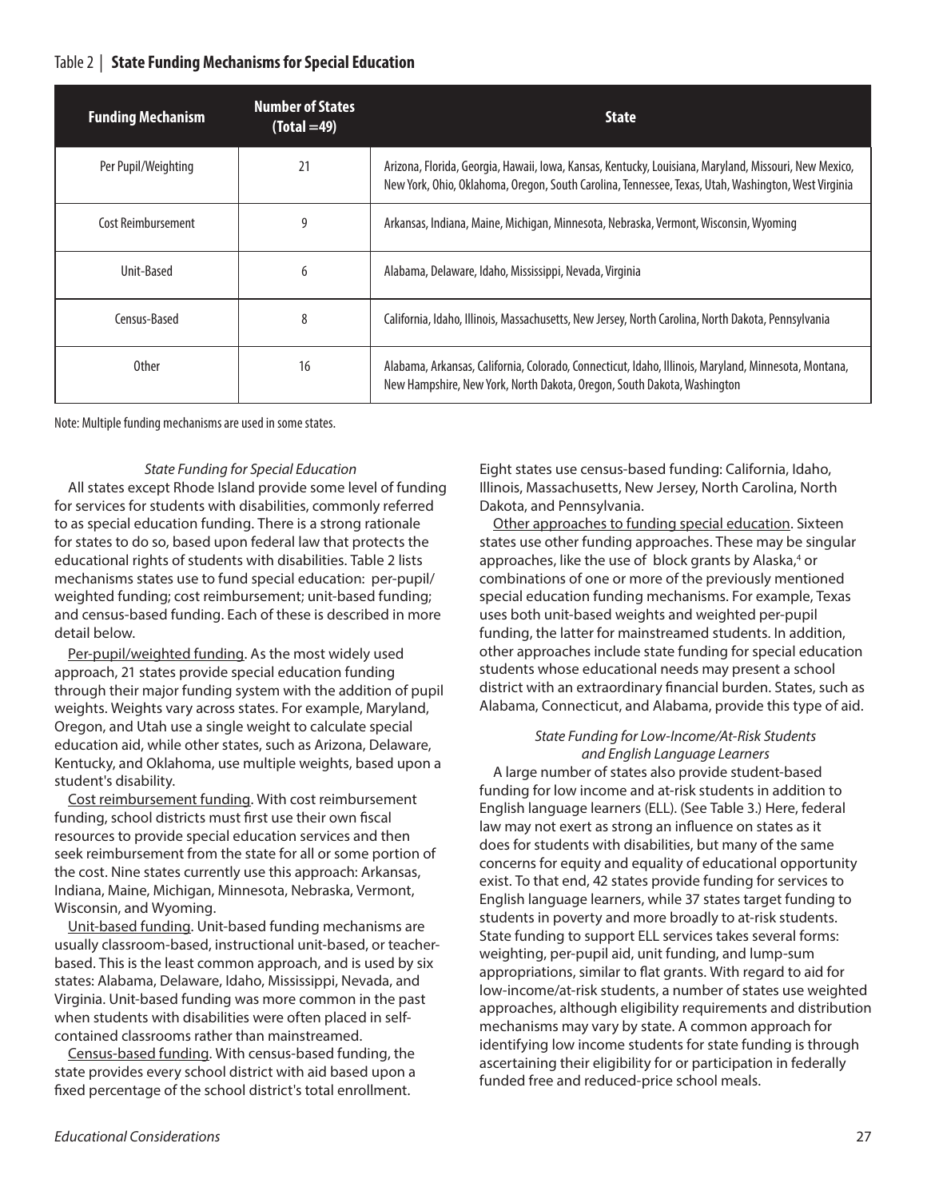Table 2 | **State Funding Mechanisms for Special Education**

| Funding Mechanism | Number of States (Total =49) | State |
|---|---|---|
| Per Pupil/Weighting | 21 | Arizona, Florida, Georgia, Hawaii, Iowa, Kansas, Kentucky, Louisiana, Maryland, Missouri, New Mexico, New York, Ohio, Oklahoma, Oregon, South Carolina, Tennessee, Texas, Utah, Washington, West Virginia |
| Cost Reimbursement | 9 | Arkansas, Indiana, Maine, Michigan, Minnesota, Nebraska, Vermont, Wisconsin, Wyoming |
| Unit-Based | 6 | Alabama, Delaware, Idaho, Mississippi, Nevada, Virginia |
| Census-Based | 8 | California, Idaho, Illinois, Massachusetts, New Jersey, North Carolina, North Dakota, Pennsylvania |
| Other | 16 | Alabama, Arkansas, California, Colorado, Connecticut, Idaho, Illinois, Maryland, Minnesota, Montana, New Hampshire, New York, North Dakota, Oregon, South Dakota, Washington |

Note: Multiple funding mechanisms are used in some states.

*State Funding for Special Education*

All states except Rhode Island provide some level of funding for services for students with disabilities, commonly referred to as special education funding. There is a strong rationale for states to do so, based upon federal law that protects the educational rights of students with disabilities. Table 2 lists mechanisms states use to fund special education: per-pupil/weighted funding; cost reimbursement; unit-based funding; and census-based funding. Each of these is described in more detail below.

Per-pupil/weighted funding. As the most widely used approach, 21 states provide special education funding through their major funding system with the addition of pupil weights. Weights vary across states. For example, Maryland, Oregon, and Utah use a single weight to calculate special education aid, while other states, such as Arizona, Delaware, Kentucky, and Oklahoma, use multiple weights, based upon a student's disability.

Cost reimbursement funding. With cost reimbursement funding, school districts must first use their own fiscal resources to provide special education services and then seek reimbursement from the state for all or some portion of the cost. Nine states currently use this approach: Arkansas, Indiana, Maine, Michigan, Minnesota, Nebraska, Vermont, Wisconsin, and Wyoming.

Unit-based funding. Unit-based funding mechanisms are usually classroom-based, instructional unit-based, or teacher-based. This is the least common approach, and is used by six states: Alabama, Delaware, Idaho, Mississippi, Nevada, and Virginia. Unit-based funding was more common in the past when students with disabilities were often placed in self-contained classrooms rather than mainstreamed.

Census-based funding. With census-based funding, the state provides every school district with aid based upon a fixed percentage of the school district's total enrollment. Eight states use census-based funding: California, Idaho, Illinois, Massachusetts, New Jersey, North Carolina, North Dakota, and Pennsylvania.

Other approaches to funding special education. Sixteen states use other funding approaches. These may be singular approaches, like the use of block grants by Alaska,[4] or combinations of one or more of the previously mentioned special education funding mechanisms. For example, Texas uses both unit-based weights and weighted per-pupil funding, the latter for mainstreamed students. In addition, other approaches include state funding for special education students whose educational needs may present a school district with an extraordinary financial burden. States, such as Alabama, Connecticut, and Alabama, provide this type of aid.

*State Funding for Low-Income/At-Risk Students and English Language Learners*

A large number of states also provide student-based funding for low income and at-risk students in addition to English language learners (ELL). (See Table 3.) Here, federal law may not exert as strong an influence on states as it does for students with disabilities, but many of the same concerns for equity and equality of educational opportunity exist. To that end, 42 states provide funding for services to English language learners, while 37 states target funding to students in poverty and more broadly to at-risk students. State funding to support ELL services takes several forms: weighting, per-pupil aid, unit funding, and lump-sum appropriations, similar to flat grants. With regard to aid for low-income/at-risk students, a number of states use weighted approaches, although eligibility requirements and distribution mechanisms may vary by state. A common approach for identifying low income students for state funding is through ascertaining their eligibility for or participation in federally funded free and reduced-price school meals.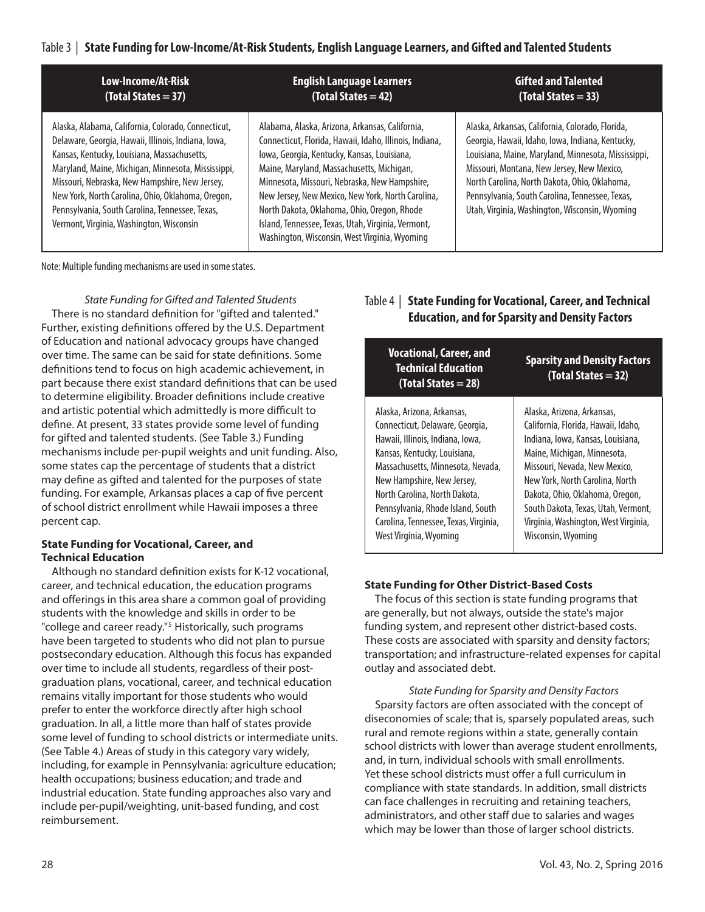Table 3 | **State Funding for Low-Income/At-Risk Students, English Language Learners, and Gifted and Talented Students**

| Low-Income/At-Risk (Total States = 37) | English Language Learners (Total States = 42) | Gifted and Talented (Total States = 33) |
|---|---|---|
| Alaska, Alabama, California, Colorado, Connecticut, Delaware, Georgia, Hawaii, Illinois, Indiana, Iowa, Kansas, Kentucky, Louisiana, Massachusetts, Maryland, Maine, Michigan, Minnesota, Mississippi, Missouri, Nebraska, New Hampshire, New Jersey, New York, North Carolina, Ohio, Oklahoma, Oregon, Pennsylvania, South Carolina, Tennessee, Texas, Vermont, Virginia, Washington, Wisconsin | Alabama, Alaska, Arizona, Arkansas, California, Connecticut, Florida, Hawaii, Idaho, Illinois, Indiana, Iowa, Georgia, Kentucky, Kansas, Louisiana, Maine, Maryland, Massachusetts, Michigan, Minnesota, Missouri, Nebraska, New Hampshire, New Jersey, New Mexico, New York, North Carolina, North Dakota, Oklahoma, Ohio, Oregon, Rhode Island, Tennessee, Texas, Utah, Virginia, Vermont, Washington, Wisconsin, West Virginia, Wyoming | Alaska, Arkansas, California, Colorado, Florida, Georgia, Hawaii, Idaho, Iowa, Indiana, Kentucky, Louisiana, Maine, Maryland, Minnesota, Mississippi, Missouri, Montana, New Jersey, New Mexico, North Carolina, North Dakota, Ohio, Oklahoma, Pennsylvania, South Carolina, Tennessee, Texas, Utah, Virginia, Washington, Wisconsin, Wyoming |

Note: Multiple funding mechanisms are used in some states.

*State Funding for Gifted and Talented Students*

There is no standard definition for "gifted and talented." Further, existing definitions offered by the U.S. Department of Education and national advocacy groups have changed over time. The same can be said for state definitions. Some definitions tend to focus on high academic achievement, in part because there exist standard definitions that can be used to determine eligibility. Broader definitions include creative and artistic potential which admittedly is more difficult to define. At present, 33 states provide some level of funding for gifted and talented students. (See Table 3.) Funding mechanisms include per-pupil weights and unit funding. Also, some states cap the percentage of students that a district may define as gifted and talented for the purposes of state funding. For example, Arkansas places a cap of five percent of school district enrollment while Hawaii imposes a three percent cap.

**State Funding for Vocational, Career, and Technical Education**

Although no standard definition exists for K-12 vocational, career, and technical education, the education programs and offerings in this area share a common goal of providing students with the knowledge and skills in order to be "college and career ready."[5] Historically, such programs have been targeted to students who did not plan to pursue postsecondary education. Although this focus has expanded over time to include all students, regardless of their post-graduation plans, vocational, career, and technical education remains vitally important for those students who would prefer to enter the workforce directly after high school graduation. In all, a little more than half of states provide some level of funding to school districts or intermediate units. (See Table 4.) Areas of study in this category vary widely, including, for example in Pennsylvania: agriculture education; health occupations; business education; and trade and industrial education. State funding approaches also vary and include per-pupil/weighting, unit-based funding, and cost reimbursement.

Table 4 | **State Funding for Vocational, Career, and Technical Education, and for Sparsity and Density Factors**

| Vocational, Career, and Technical Education (Total States = 28) | Sparsity and Density Factors (Total States = 32) |
|---|---|
| Alaska, Arizona, Arkansas, Connecticut, Delaware, Georgia, Hawaii, Illinois, Indiana, Iowa, Kansas, Kentucky, Louisiana, Massachusetts, Minnesota, Nevada, New Hampshire, New Jersey, North Carolina, North Dakota, Pennsylvania, Rhode Island, South Carolina, Tennessee, Texas, Virginia, West Virginia, Wyoming | Alaska, Arizona, Arkansas, California, Florida, Hawaii, Idaho, Indiana, Iowa, Kansas, Louisiana, Maine, Michigan, Minnesota, Missouri, Nevada, New Mexico, New York, North Carolina, North Dakota, Ohio, Oklahoma, Oregon, South Dakota, Texas, Utah, Vermont, Virginia, Washington, West Virginia, Wisconsin, Wyoming |

**State Funding for Other District-Based Costs**

The focus of this section is state funding programs that are generally, but not always, outside the state's major funding system, and represent other district-based costs. These costs are associated with sparsity and density factors; transportation; and infrastructure-related expenses for capital outlay and associated debt.

*State Funding for Sparsity and Density Factors*

Sparsity factors are often associated with the concept of diseconomies of scale; that is, sparsely populated areas, such rural and remote regions within a state, generally contain school districts with lower than average student enrollments, and, in turn, individual schools with small enrollments. Yet these school districts must offer a full curriculum in compliance with state standards. In addition, small districts can face challenges in recruiting and retaining teachers, administrators, and other staff due to salaries and wages which may be lower than those of larger school districts.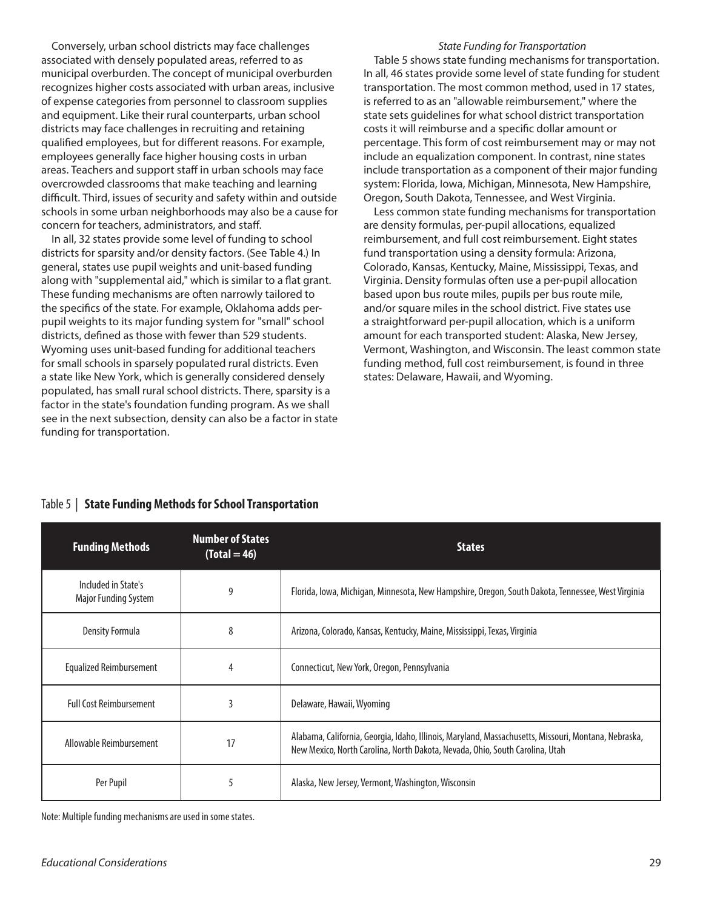Conversely, urban school districts may face challenges associated with densely populated areas, referred to as municipal overburden. The concept of municipal overburden recognizes higher costs associated with urban areas, inclusive of expense categories from personnel to classroom supplies and equipment. Like their rural counterparts, urban school districts may face challenges in recruiting and retaining qualified employees, but for different reasons. For example, employees generally face higher housing costs in urban areas. Teachers and support staff in urban schools may face overcrowded classrooms that make teaching and learning difficult. Third, issues of security and safety within and outside schools in some urban neighborhoods may also be a cause for concern for teachers, administrators, and staff.

In all, 32 states provide some level of funding to school districts for sparsity and/or density factors. (See Table 4.) In general, states use pupil weights and unit-based funding along with "supplemental aid," which is similar to a flat grant. These funding mechanisms are often narrowly tailored to the specifics of the state. For example, Oklahoma adds per-pupil weights to its major funding system for "small" school districts, defined as those with fewer than 529 students. Wyoming uses unit-based funding for additional teachers for small schools in sparsely populated rural districts. Even a state like New York, which is generally considered densely populated, has small rural school districts. There, sparsity is a factor in the state's foundation funding program. As we shall see in the next subsection, density can also be a factor in state funding for transportation.

*State Funding for Transportation*

Table 5 shows state funding mechanisms for transportation. In all, 46 states provide some level of state funding for student transportation. The most common method, used in 17 states, is referred to as an "allowable reimbursement," where the state sets guidelines for what school district transportation costs it will reimburse and a specific dollar amount or percentage. This form of cost reimbursement may or may not include an equalization component. In contrast, nine states include transportation as a component of their major funding system: Florida, Iowa, Michigan, Minnesota, New Hampshire, Oregon, South Dakota, Tennessee, and West Virginia.

Less common state funding mechanisms for transportation are density formulas, per-pupil allocations, equalized reimbursement, and full cost reimbursement. Eight states fund transportation using a density formula: Arizona, Colorado, Kansas, Kentucky, Maine, Mississippi, Texas, and Virginia. Density formulas often use a per-pupil allocation based upon bus route miles, pupils per bus route mile, and/or square miles in the school district. Five states use a straightforward per-pupil allocation, which is a uniform amount for each transported student: Alaska, New Jersey, Vermont, Washington, and Wisconsin. The least common state funding method, full cost reimbursement, is found in three states: Delaware, Hawaii, and Wyoming.

Table 5 | **State Funding Methods for School Transportation**

| Funding Methods | Number of States (Total = 46) | States |
|---|---|---|
| Included in State's Major Funding System | 9 | Florida, Iowa, Michigan, Minnesota, New Hampshire, Oregon, South Dakota, Tennessee, West Virginia |
| Density Formula | 8 | Arizona, Colorado, Kansas, Kentucky, Maine, Mississippi, Texas, Virginia |
| Equalized Reimbursement | 4 | Connecticut, New York, Oregon, Pennsylvania |
| Full Cost Reimbursement | 3 | Delaware, Hawaii, Wyoming |
| Allowable Reimbursement | 17 | Alabama, California, Georgia, Idaho, Illinois, Maryland, Massachusetts, Missouri, Montana, Nebraska, New Mexico, North Carolina, North Dakota, Nevada, Ohio, South Carolina, Utah |
| Per Pupil | 5 | Alaska, New Jersey, Vermont, Washington, Wisconsin |

Note: Multiple funding mechanisms are used in some states.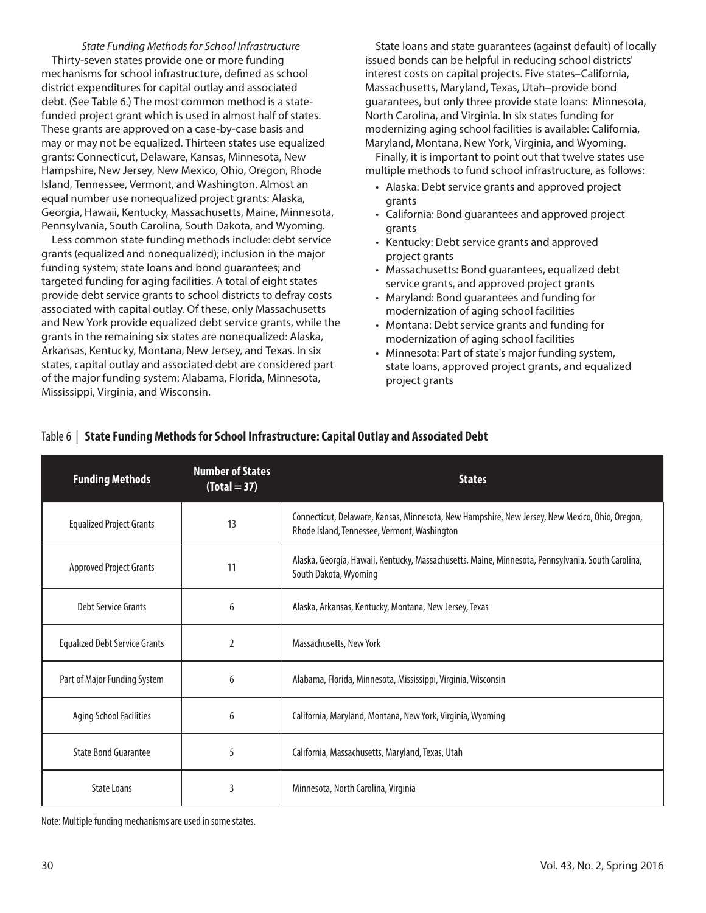*State Funding Methods for School Infrastructure*

Thirty-seven states provide one or more funding mechanisms for school infrastructure, defined as school district expenditures for capital outlay and associated debt. (See Table 6.) The most common method is a state-funded project grant which is used in almost half of states. These grants are approved on a case-by-case basis and may or may not be equalized. Thirteen states use equalized grants: Connecticut, Delaware, Kansas, Minnesota, New Hampshire, New Jersey, New Mexico, Ohio, Oregon, Rhode Island, Tennessee, Vermont, and Washington. Almost an equal number use nonequalized project grants: Alaska, Georgia, Hawaii, Kentucky, Massachusetts, Maine, Minnesota, Pennsylvania, South Carolina, South Dakota, and Wyoming.

Less common state funding methods include: debt service grants (equalized and nonequalized); inclusion in the major funding system; state loans and bond guarantees; and targeted funding for aging facilities. A total of eight states provide debt service grants to school districts to defray costs associated with capital outlay. Of these, only Massachusetts and New York provide equalized debt service grants, while the grants in the remaining six states are nonequalized: Alaska, Arkansas, Kentucky, Montana, New Jersey, and Texas. In six states, capital outlay and associated debt are considered part of the major funding system: Alabama, Florida, Minnesota, Mississippi, Virginia, and Wisconsin.

State loans and state guarantees (against default) of locally issued bonds can be helpful in reducing school districts' interest costs on capital projects. Five states–California, Massachusetts, Maryland, Texas, Utah–provide bond guarantees, but only three provide state loans: Minnesota, North Carolina, and Virginia. In six states funding for modernizing aging school facilities is available: California, Maryland, Montana, New York, Virginia, and Wyoming.

Finally, it is important to point out that twelve states use multiple methods to fund school infrastructure, as follows:

- Alaska: Debt service grants and approved project grants
- California: Bond guarantees and approved project grants
- Kentucky: Debt service grants and approved project grants
- Massachusetts: Bond guarantees, equalized debt service grants, and approved project grants
- Maryland: Bond guarantees and funding for modernization of aging school facilities
- Montana: Debt service grants and funding for modernization of aging school facilities
- Minnesota: Part of state's major funding system, state loans, approved project grants, and equalized project grants

Table 6 | **State Funding Methods for School Infrastructure: Capital Outlay and Associated Debt**

| Funding Methods | Number of States (Total = 37) | States |
|---|---|---|
| Equalized Project Grants | 13 | Connecticut, Delaware, Kansas, Minnesota, New Hampshire, New Jersey, New Mexico, Ohio, Oregon, Rhode Island, Tennessee, Vermont, Washington |
| Approved Project Grants | 11 | Alaska, Georgia, Hawaii, Kentucky, Massachusetts, Maine, Minnesota, Pennsylvania, South Carolina, South Dakota, Wyoming |
| Debt Service Grants | 6 | Alaska, Arkansas, Kentucky, Montana, New Jersey, Texas |
| Equalized Debt Service Grants | 2 | Massachusetts, New York |
| Part of Major Funding System | 6 | Alabama, Florida, Minnesota, Mississippi, Virginia, Wisconsin |
| Aging School Facilities | 6 | California, Maryland, Montana, New York, Virginia, Wyoming |
| State Bond Guarantee | 5 | California, Massachusetts, Maryland, Texas, Utah |
| State Loans | 3 | Minnesota, North Carolina, Virginia |

Note: Multiple funding mechanisms are used in some states.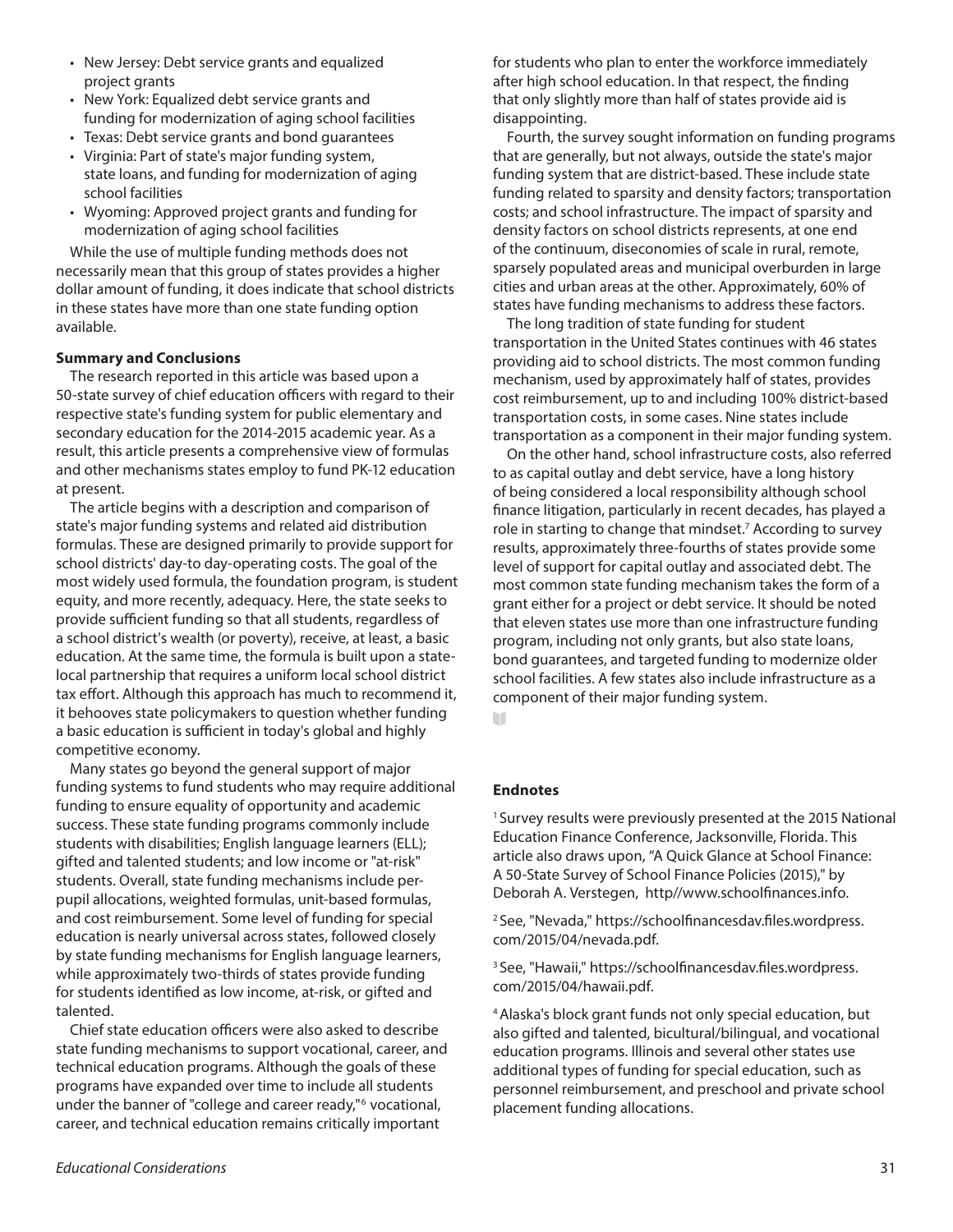- New Jersey: Debt service grants and equalized project grants
- New York: Equalized debt service grants and funding for modernization of aging school facilities
- Texas: Debt service grants and bond guarantees
- Virginia: Part of state's major funding system, state loans, and funding for modernization of aging school facilities
- Wyoming: Approved project grants and funding for modernization of aging school facilities

While the use of multiple funding methods does not necessarily mean that this group of states provides a higher dollar amount of funding, it does indicate that school districts in these states have more than one state funding option available.

**Summary and Conclusions**

The research reported in this article was based upon a 50-state survey of chief education officers with regard to their respective state's funding system for public elementary and secondary education for the 2014-2015 academic year. As a result, this article presents a comprehensive view of formulas and other mechanisms states employ to fund PK-12 education at present.

The article begins with a description and comparison of state's major funding systems and related aid distribution formulas. These are designed primarily to provide support for school districts' day-to day-operating costs. The goal of the most widely used formula, the foundation program, is student equity, and more recently, adequacy. Here, the state seeks to provide sufficient funding so that all students, regardless of a school district's wealth (or poverty), receive, at least, a basic education. At the same time, the formula is built upon a state-local partnership that requires a uniform local school district tax effort. Although this approach has much to recommend it, it behooves state policymakers to question whether funding a basic education is sufficient in today's global and highly competitive economy.

Many states go beyond the general support of major funding systems to fund students who may require additional funding to ensure equality of opportunity and academic success. These state funding programs commonly include students with disabilities; English language learners (ELL); gifted and talented students; and low income or "at-risk" students. Overall, state funding mechanisms include per-pupil allocations, weighted formulas, unit-based formulas, and cost reimbursement. Some level of funding for special education is nearly universal across states, followed closely by state funding mechanisms for English language learners, while approximately two-thirds of states provide funding for students identified as low income, at-risk, or gifted and talented.

Chief state education officers were also asked to describe state funding mechanisms to support vocational, career, and technical education programs. Although the goals of these programs have expanded over time to include all students under the banner of "college and career ready,"[6] vocational, career, and technical education remains critically important for students who plan to enter the workforce immediately after high school education. In that respect, the finding that only slightly more than half of states provide aid is disappointing.

Fourth, the survey sought information on funding programs that are generally, but not always, outside the state's major funding system that are district-based. These include state funding related to sparsity and density factors; transportation costs; and school infrastructure. The impact of sparsity and density factors on school districts represents, at one end of the continuum, diseconomies of scale in rural, remote, sparsely populated areas and municipal overburden in large cities and urban areas at the other. Approximately, 60% of states have funding mechanisms to address these factors.

The long tradition of state funding for student transportation in the United States continues with 46 states providing aid to school districts. The most common funding mechanism, used by approximately half of states, provides cost reimbursement, up to and including 100% district-based transportation costs, in some cases. Nine states include transportation as a component in their major funding system.

On the other hand, school infrastructure costs, also referred to as capital outlay and debt service, have a long history of being considered a local responsibility although school finance litigation, particularly in recent decades, has played a role in starting to change that mindset.[7] According to survey results, approximately three-fourths of states provide some level of support for capital outlay and associated debt. The most common state funding mechanism takes the form of a grant either for a project or debt service. It should be noted that eleven states use more than one infrastructure funding program, including not only grants, but also state loans, bond guarantees, and targeted funding to modernize older school facilities. A few states also include infrastructure as a component of their major funding system.

**Endnotes**

[1] Survey results were previously presented at the 2015 National Education Finance Conference, Jacksonville, Florida. This article also draws upon, "A Quick Glance at School Finance: A 50-State Survey of School Finance Policies (2015)," by Deborah A. Verstegen, http//www.schoolfinances.info.

[2] See, "Nevada," https://schoolfinancesdav.files.wordpress.com/2015/04/nevada.pdf.

[3] See, "Hawaii," https://schoolfinancesdav.files.wordpress.com/2015/04/hawaii.pdf.

[4] Alaska's block grant funds not only special education, but also gifted and talented, bicultural/bilingual, and vocational education programs. Illinois and several other states use additional types of funding for special education, such as personnel reimbursement, and preschool and private school placement funding allocations.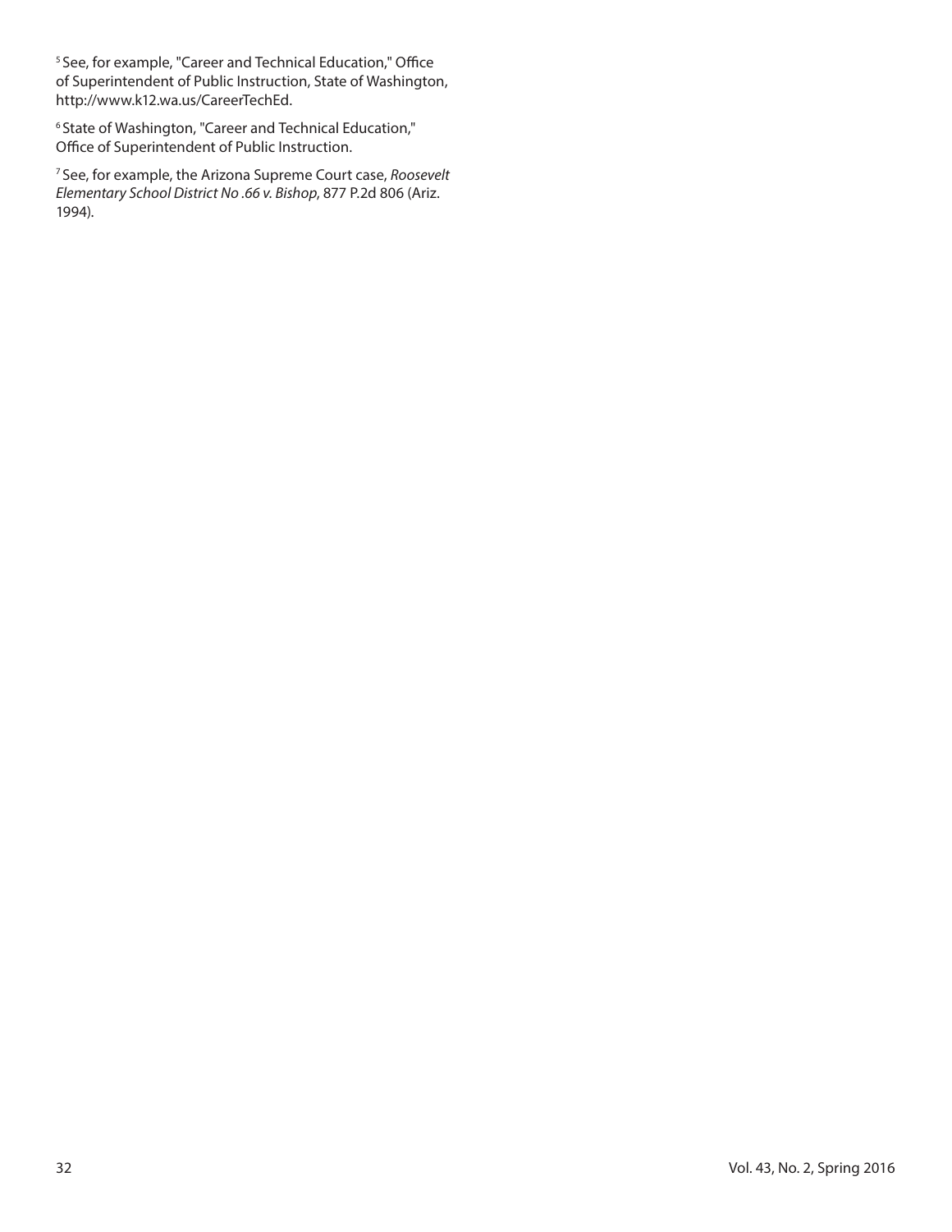[5] See, for example, "Career and Technical Education," Office of Superintendent of Public Instruction, State of Washington, http://www.k12.wa.us/CareerTechEd.

[6] State of Washington, "Career and Technical Education," Office of Superintendent of Public Instruction.

[7] See, for example, the Arizona Supreme Court case, *Roosevelt Elementary School District No .66 v. Bishop*, 877 P.2d 806 (Ariz. 1994).